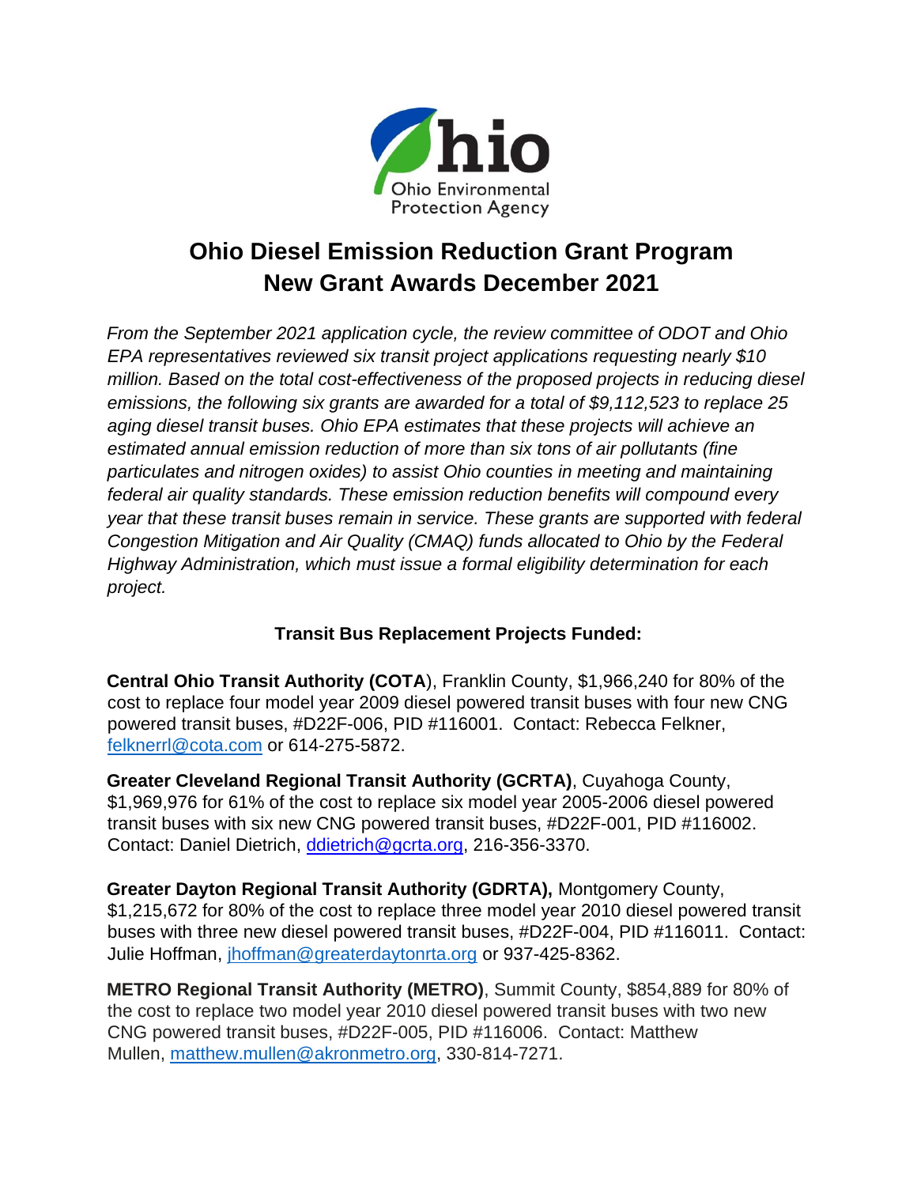Ohio Environmental Protection Agency

# Ohio Diesel Emission Reduction Grant Program
# New Grant Awards December 2021

*From the September 2021 application cycle, the review committee of ODOT and Ohio EPA representatives reviewed six transit project applications requesting nearly $10 million. Based on the total cost-effectiveness of the proposed projects in reducing diesel emissions, the following six grants are awarded for a total of $9,112,523 to replace 25 aging diesel transit buses. Ohio EPA estimates that these projects will achieve an estimated annual emission reduction of more than six tons of air pollutants (fine particulates and nitrogen oxides) to assist Ohio counties in meeting and maintaining federal air quality standards. These emission reduction benefits will compound every year that these transit buses remain in service. These grants are supported with federal Congestion Mitigation and Air Quality (CMAQ) funds allocated to Ohio by the Federal Highway Administration, which must issue a formal eligibility determination for each project.*

## Transit Bus Replacement Projects Funded:

**Central Ohio Transit Authority (COTA**), Franklin County, $1,966,240 for 80% of the cost to replace four model year 2009 diesel powered transit buses with four new CNG powered transit buses, #D22F-006, PID #116001. Contact: Rebecca Felkner, felknerrl@cota.com or 614-275-5872.

**Greater Cleveland Regional Transit Authority (GCRTA)**, Cuyahoga County, $1,969,976 for 61% of the cost to replace six model year 2005-2006 diesel powered transit buses with six new CNG powered transit buses, #D22F-001, PID #116002. Contact: Daniel Dietrich, ddietrich@gcrta.org, 216-356-3370.

**Greater Dayton Regional Transit Authority (GDRTA),** Montgomery County, $1,215,672 for 80% of the cost to replace three model year 2010 diesel powered transit buses with three new diesel powered transit buses, #D22F-004, PID #116011. Contact: Julie Hoffman, jhoffman@greaterdaytonrta.org or 937-425-8362.

**METRO Regional Transit Authority (METRO)**, Summit County, $854,889 for 80% of the cost to replace two model year 2010 diesel powered transit buses with two new CNG powered transit buses, #D22F-005, PID #116006. Contact: Matthew Mullen, matthew.mullen@akronmetro.org, 330-814-7271.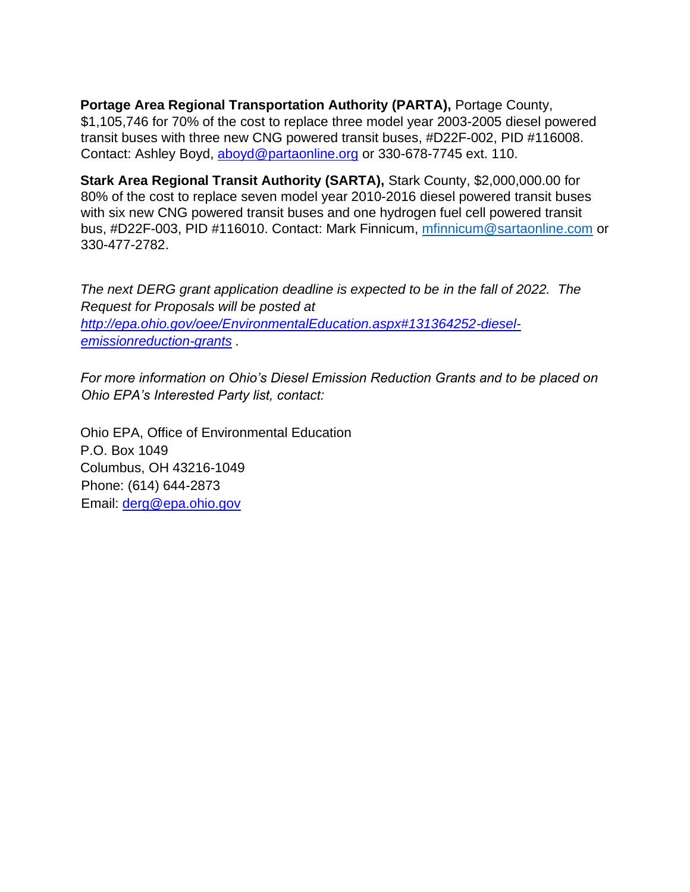**Portage Area Regional Transportation Authority (PARTA),** Portage County, $1,105,746 for 70% of the cost to replace three model year 2003-2005 diesel powered transit buses with three new CNG powered transit buses, #D22F-002, PID #116008. Contact: Ashley Boyd, aboyd@partaonline.org or 330-678-7745 ext. 110.

**Stark Area Regional Transit Authority (SARTA),** Stark County, $2,000,000.00 for 80% of the cost to replace seven model year 2010-2016 diesel powered transit buses with six new CNG powered transit buses and one hydrogen fuel cell powered transit bus, #D22F-003, PID #116010. Contact: Mark Finnicum, mfinnicum@sartaonline.com or 330-477-2782.

*The next DERG grant application deadline is expected to be in the fall of 2022. The Request for Proposals will be posted at http://epa.ohio.gov/oee/EnvironmentalEducation.aspx#131364252-diesel-emissionreduction-grants .*

*For more information on Ohio's Diesel Emission Reduction Grants and to be placed on Ohio EPA's Interested Party list, contact:*

Ohio EPA, Office of Environmental Education
P.O. Box 1049
Columbus, OH 43216-1049
Phone: (614) 644-2873
Email: derg@epa.ohio.gov